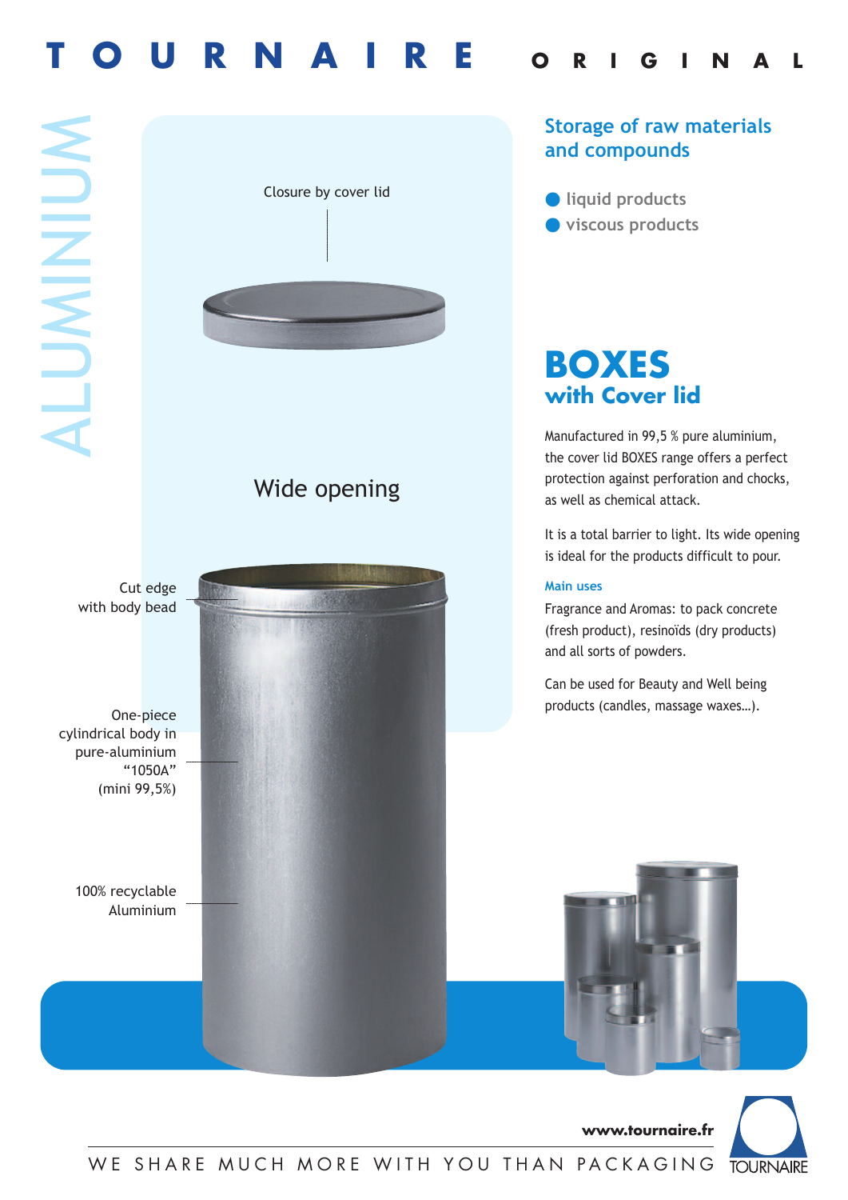# TOURNAIRE ORIGINAL

ALUMINIUM

Closure by cover lid

Wide opening

Cut edge with body bead

One-piece cylindrical body in pure-aluminium "1050A" (mini 99,5%)

100% recyclable Aluminium

## Storage of raw materials and compounds

- liquid products
- viscous products

# BOXES
## with Cover lid

Manufactured in 99,5 % pure aluminium, the cover lid BOXES range offers a perfect protection against perforation and chocks, as well as chemical attack.

It is a total barrier to light. Its wide opening is ideal for the products difficult to pour.

### Main uses

Fragrance and Aromas: to pack concrete (fresh product), resinoïds (dry products) and all sorts of powders.

Can be used for Beauty and Well being products (candles, massage waxes…).

**www.tournaire.fr**

WE SHARE MUCH MORE WITH YOU THAN PACKAGING

TOURNAIRE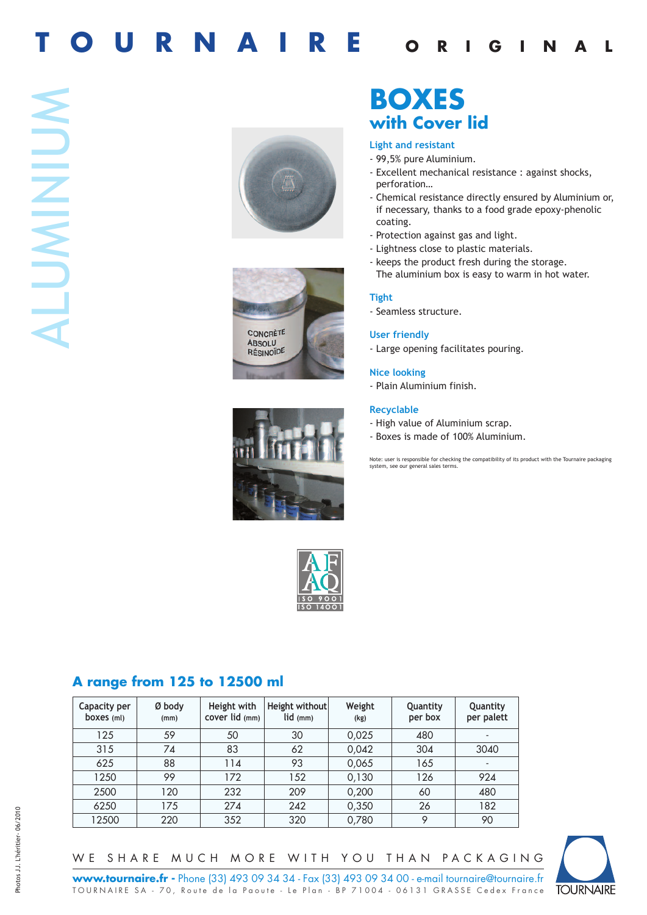# TOURNAIRE ORIGINAL

ALUMINIUM

# BOXES
## with Cover lid

### Light and resistant

- 99,5% pure Aluminium.
- Excellent mechanical resistance : against shocks, perforation...
- Chemical resistance directly ensured by Aluminium or, if necessary, thanks to a food grade epoxy-phenolic coating.
- Protection against gas and light.
- Lightness close to plastic materials.
- keeps the product fresh during the storage. The aluminium box is easy to warm in hot water.

### Tight

- Seamless structure.

### User friendly

- Large opening facilitates pouring.

### Nice looking

- Plain Aluminium finish.

### Recyclable

- High value of Aluminium scrap.
- Boxes is made of 100% Aluminium.

Note: user is responsible for checking the compatibility of its product with the Tournaire packaging system, see our general sales terms.

CONCRÈTE ABSOLU RÉSINOÏDE

AFAQ ISO 9001 ISO 14001

## A range from 125 to 12500 ml

| Capacity per boxes (ml) | Ø body (mm) | Height with cover lid (mm) | Height without lid (mm) | Weight (kg) | Quantity per box | Quantity per palett |
|---|---|---|---|---|---|---|
| 125 | 59 | 50 | 30 | 0,025 | 480 | - |
| 315 | 74 | 83 | 62 | 0,042 | 304 | 3040 |
| 625 | 88 | 114 | 93 | 0,065 | 165 | - |
| 1250 | 99 | 172 | 152 | 0,130 | 126 | 924 |
| 2500 | 120 | 232 | 209 | 0,200 | 60 | 480 |
| 6250 | 175 | 274 | 242 | 0,350 | 26 | 182 |
| 12500 | 220 | 352 | 320 | 0,780 | 9 | 90 |

Photos J.J. L'héritier- 06/2010

WE SHARE MUCH MORE WITH YOU THAN PACKAGING

**www.tournaire.fr** - Phone (33) 493 09 34 34 - Fax (33) 493 09 34 00 - e-mail tournaire@tournaire.fr

TOURNAIRE SA - 70, Route de la Paoute - Le Plan - BP 71004 - 06131 GRASSE Cedex France

TOURNAIRE